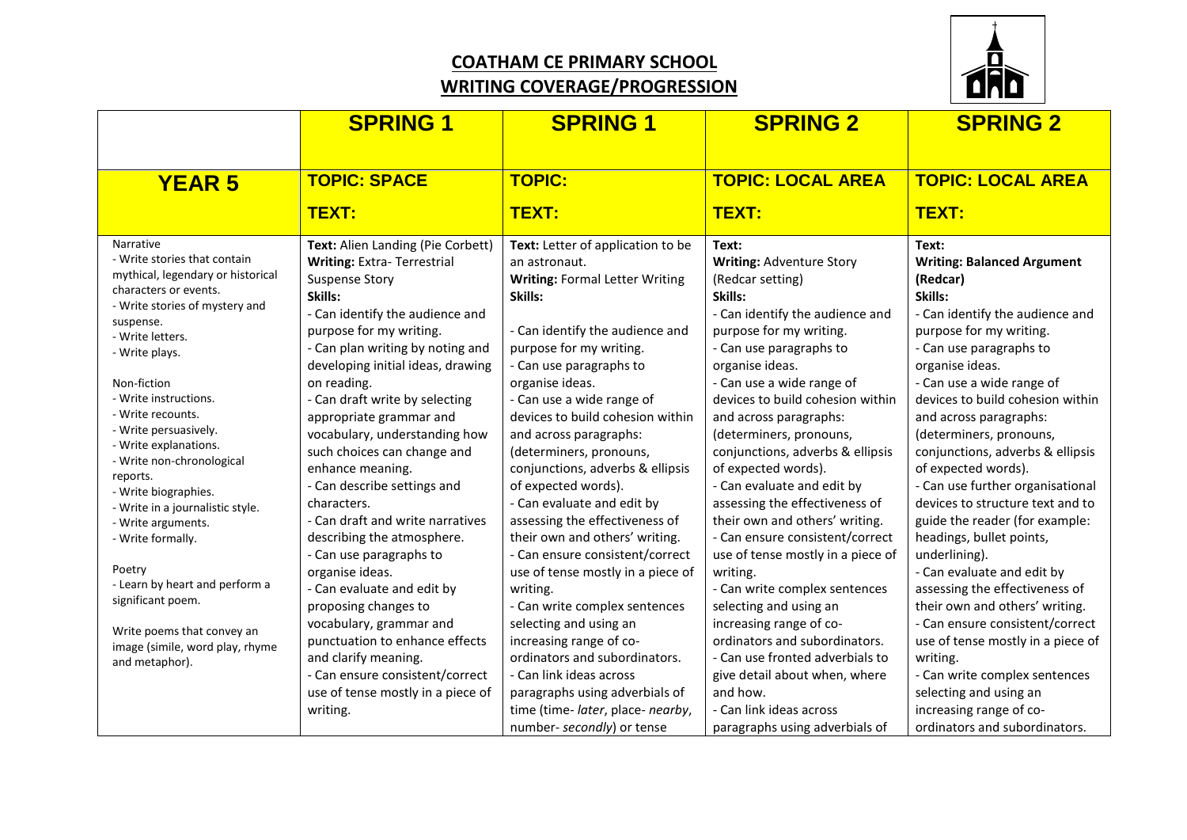# COATHAM CE PRIMARY SCHOOL
## WRITING COVERAGE/PROGRESSION

| | SPRING 1 | SPRING 1 | SPRING 2 | SPRING 2 |
|---|---|---|---|---|
| **YEAR 5** | **TOPIC: SPACE**<br><br>**TEXT:** | **TOPIC:**<br><br>**TEXT:** | **TOPIC: LOCAL AREA**<br><br>**TEXT:** | **TOPIC: LOCAL AREA**<br><br>**TEXT:** |
| Narrative<br>- Write stories that contain mythical, legendary or historical characters or events.<br>- Write stories of mystery and suspense.<br>- Write letters.<br>- Write plays.<br><br>Non-fiction<br>- Write instructions.<br>- Write recounts.<br>- Write persuasively.<br>- Write explanations.<br>- Write non-chronological reports.<br>- Write biographies.<br>- Write in a journalistic style.<br>- Write arguments.<br>- Write formally.<br><br>Poetry<br>- Learn by heart and perform a significant poem.<br><br>Write poems that convey an image (simile, word play, rhyme and metaphor). | **Text:** Alien Landing (Pie Corbett)<br>**Writing:** Extra- Terrestrial Suspense Story<br>**Skills:**<br>- Can identify the audience and purpose for my writing.<br>- Can plan writing by noting and developing initial ideas, drawing on reading.<br>- Can draft write by selecting appropriate grammar and vocabulary, understanding how such choices can change and enhance meaning.<br>- Can describe settings and characters.<br>- Can draft and write narratives describing the atmosphere.<br>- Can use paragraphs to organise ideas.<br>- Can evaluate and edit by proposing changes to vocabulary, grammar and punctuation to enhance effects and clarify meaning.<br>- Can ensure consistent/correct use of tense mostly in a piece of writing. | **Text:** Letter of application to be an astronaut.<br>**Writing:** Formal Letter Writing<br>**Skills:**<br><br>- Can identify the audience and purpose for my writing.<br>- Can use paragraphs to organise ideas.<br>- Can use a wide range of devices to build cohesion within and across paragraphs: (determiners, pronouns, conjunctions, adverbs & ellipsis of expected words).<br>- Can evaluate and edit by assessing the effectiveness of their own and others' writing.<br>- Can ensure consistent/correct use of tense mostly in a piece of writing.<br>- Can write complex sentences selecting and using an increasing range of co-ordinators and subordinators.<br>- Can link ideas across paragraphs using adverbials of time (time- *later*, place- *nearby*, number- *secondly*) or tense | **Text:**<br>**Writing:** Adventure Story (Redcar setting)<br>**Skills:**<br>- Can identify the audience and purpose for my writing.<br>- Can use paragraphs to organise ideas.<br>- Can use a wide range of devices to build cohesion within and across paragraphs: (determiners, pronouns, conjunctions, adverbs & ellipsis of expected words).<br>- Can evaluate and edit by assessing the effectiveness of their own and others' writing.<br>- Can ensure consistent/correct use of tense mostly in a piece of writing.<br>- Can write complex sentences selecting and using an increasing range of co-ordinators and subordinators.<br>- Can use fronted adverbials to give detail about when, where and how.<br>- Can link ideas across paragraphs using adverbials of | **Text:**<br>**Writing: Balanced Argument (Redcar)**<br>**Skills:**<br>- Can identify the audience and purpose for my writing.<br>- Can use paragraphs to organise ideas.<br>- Can use a wide range of devices to build cohesion within and across paragraphs: (determiners, pronouns, conjunctions, adverbs & ellipsis of expected words).<br>- Can use further organisational devices to structure text and to guide the reader (for example: headings, bullet points, underlining).<br>- Can evaluate and edit by assessing the effectiveness of their own and others' writing.<br>- Can ensure consistent/correct use of tense mostly in a piece of writing.<br>- Can write complex sentences selecting and using an increasing range of co-ordinators and subordinators. |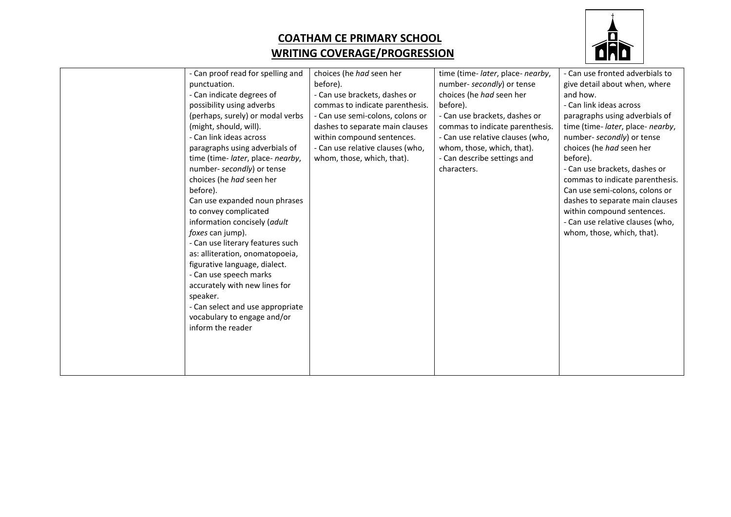# COATHAM CE PRIMARY SCHOOL
# WRITING COVERAGE/PROGRESSION

| | | | | |
|---|---|---|---|---|
| | - Can proof read for spelling and punctuation.<br>- Can indicate degrees of possibility using adverbs (perhaps, surely) or modal verbs (might, should, will).<br>- Can link ideas across paragraphs using adverbials of time (time- *later*, place- *nearby*, number- *secondly*) or tense choices (he *had* seen her before).<br>Can use expanded noun phrases to convey complicated information concisely (*adult foxes* can jump).<br>- Can use literary features such as: alliteration, onomatopoeia, figurative language, dialect.<br>- Can use speech marks accurately with new lines for speaker.<br>- Can select and use appropriate vocabulary to engage and/or inform the reader | choices (he *had* seen her before).<br>- Can use brackets, dashes or commas to indicate parenthesis.<br>- Can use semi-colons, colons or dashes to separate main clauses within compound sentences.<br>- Can use relative clauses (who, whom, those, which, that). | time (time- *later*, place- *nearby*, number- *secondly*) or tense choices (he *had* seen her before).<br>- Can use brackets, dashes or commas to indicate parenthesis.<br>- Can use relative clauses (who, whom, those, which, that).<br>- Can describe settings and characters. | - Can use fronted adverbials to give detail about when, where and how.<br>- Can link ideas across paragraphs using adverbials of time (time- *later*, place- *nearby*, number- *secondly*) or tense choices (he *had* seen her before).<br>- Can use brackets, dashes or commas to indicate parenthesis. Can use semi-colons, colons or dashes to separate main clauses within compound sentences.<br>- Can use relative clauses (who, whom, those, which, that). |